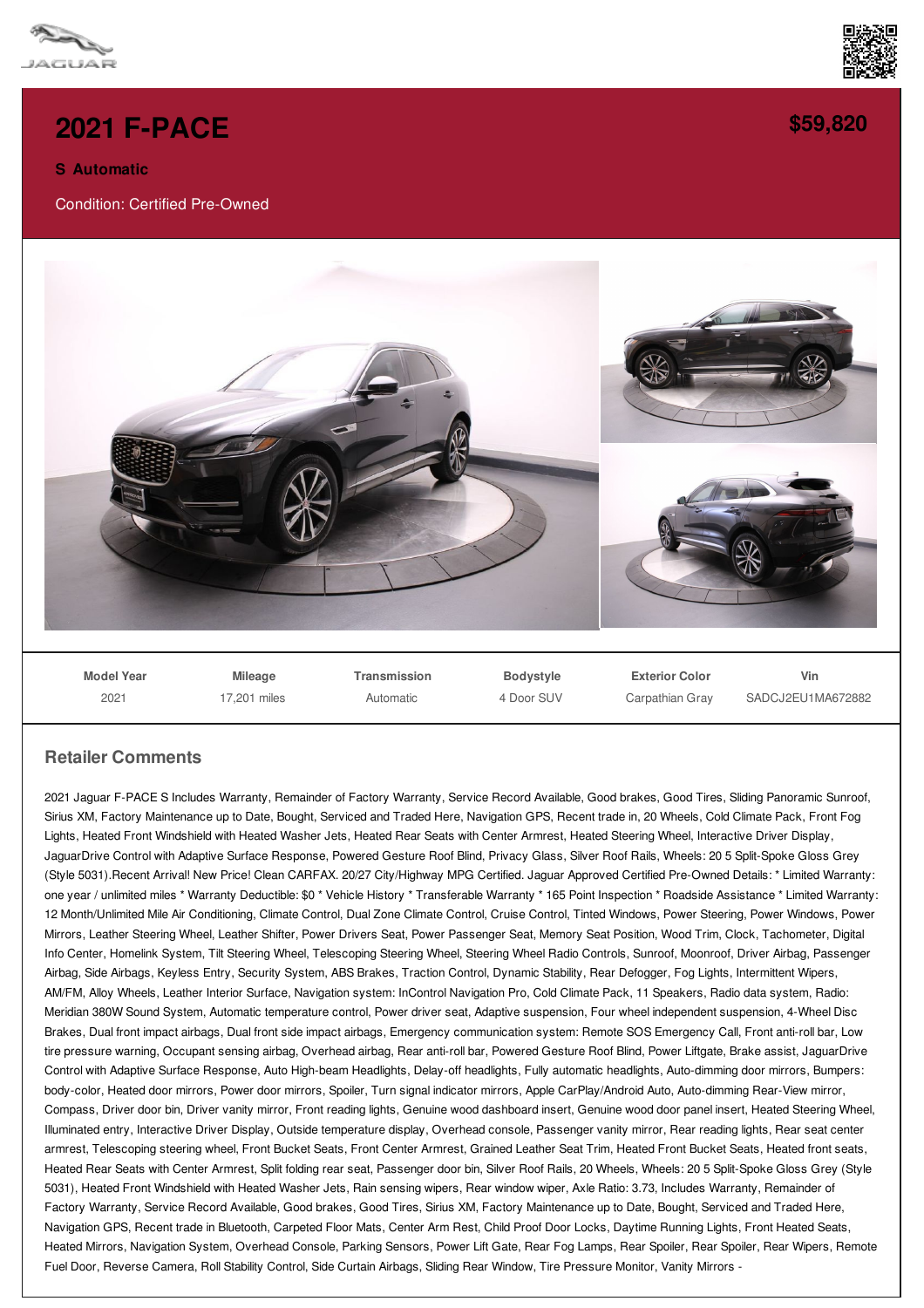# 2021 F-PACE

**$59,820**

**S Automatic**

Condition: Certified Pre-Owned

| Model Year | Mileage | Transmission | Bodystyle | Exterior Color | Vin |
|---|---|---|---|---|---|
| 2021 | 17,201 miles | Automatic | 4 Door SUV | Carpathian Gray | SADCJ2EU1MA672882 |

## Retailer Comments

2021 Jaguar F-PACE S Includes Warranty, Remainder of Factory Warranty, Service Record Available, Good brakes, Good Tires, Sliding Panoramic Sunroof, Sirius XM, Factory Maintenance up to Date, Bought, Serviced and Traded Here, Navigation GPS, Recent trade in, 20 Wheels, Cold Climate Pack, Front Fog Lights, Heated Front Windshield with Heated Washer Jets, Heated Rear Seats with Center Armrest, Heated Steering Wheel, Interactive Driver Display, JaguarDrive Control with Adaptive Surface Response, Powered Gesture Roof Blind, Privacy Glass, Silver Roof Rails, Wheels: 20 5 Split-Spoke Gloss Grey (Style 5031).Recent Arrival! New Price! Clean CARFAX. 20/27 City/Highway MPG Certified. Jaguar Approved Certified Pre-Owned Details: * Limited Warranty: one year / unlimited miles * Warranty Deductible: $0 * Vehicle History * Transferable Warranty * 165 Point Inspection * Roadside Assistance * Limited Warranty: 12 Month/Unlimited Mile Air Conditioning, Climate Control, Dual Zone Climate Control, Cruise Control, Tinted Windows, Power Steering, Power Windows, Power Mirrors, Leather Steering Wheel, Leather Shifter, Power Drivers Seat, Power Passenger Seat, Memory Seat Position, Wood Trim, Clock, Tachometer, Digital Info Center, Homelink System, Tilt Steering Wheel, Telescoping Steering Wheel, Steering Wheel Radio Controls, Sunroof, Moonroof, Driver Airbag, Passenger Airbag, Side Airbags, Keyless Entry, Security System, ABS Brakes, Traction Control, Dynamic Stability, Rear Defogger, Fog Lights, Intermittent Wipers, AM/FM, Alloy Wheels, Leather Interior Surface, Navigation system: InControl Navigation Pro, Cold Climate Pack, 11 Speakers, Radio data system, Radio: Meridian 380W Sound System, Automatic temperature control, Power driver seat, Adaptive suspension, Four wheel independent suspension, 4-Wheel Disc Brakes, Dual front impact airbags, Dual front side impact airbags, Emergency communication system: Remote SOS Emergency Call, Front anti-roll bar, Low tire pressure warning, Occupant sensing airbag, Overhead airbag, Rear anti-roll bar, Powered Gesture Roof Blind, Power Liftgate, Brake assist, JaguarDrive Control with Adaptive Surface Response, Auto High-beam Headlights, Delay-off headlights, Fully automatic headlights, Auto-dimming door mirrors, Bumpers: body-color, Heated door mirrors, Power door mirrors, Spoiler, Turn signal indicator mirrors, Apple CarPlay/Android Auto, Auto-dimming Rear-View mirror, Compass, Driver door bin, Driver vanity mirror, Front reading lights, Genuine wood dashboard insert, Genuine wood door panel insert, Heated Steering Wheel, Illuminated entry, Interactive Driver Display, Outside temperature display, Overhead console, Passenger vanity mirror, Rear reading lights, Rear seat center armrest, Telescoping steering wheel, Front Bucket Seats, Front Center Armrest, Grained Leather Seat Trim, Heated Front Bucket Seats, Heated front seats, Heated Rear Seats with Center Armrest, Split folding rear seat, Passenger door bin, Silver Roof Rails, 20 Wheels, Wheels: 20 5 Split-Spoke Gloss Grey (Style 5031), Heated Front Windshield with Heated Washer Jets, Rain sensing wipers, Rear window wiper, Axle Ratio: 3.73, Includes Warranty, Remainder of Factory Warranty, Service Record Available, Good brakes, Good Tires, Sirius XM, Factory Maintenance up to Date, Bought, Serviced and Traded Here, Navigation GPS, Recent trade in Bluetooth, Carpeted Floor Mats, Center Arm Rest, Child Proof Door Locks, Daytime Running Lights, Front Heated Seats, Heated Mirrors, Navigation System, Overhead Console, Parking Sensors, Power Lift Gate, Rear Fog Lamps, Rear Spoiler, Rear Spoiler, Rear Wipers, Remote Fuel Door, Reverse Camera, Roll Stability Control, Side Curtain Airbags, Sliding Rear Window, Tire Pressure Monitor, Vanity Mirrors -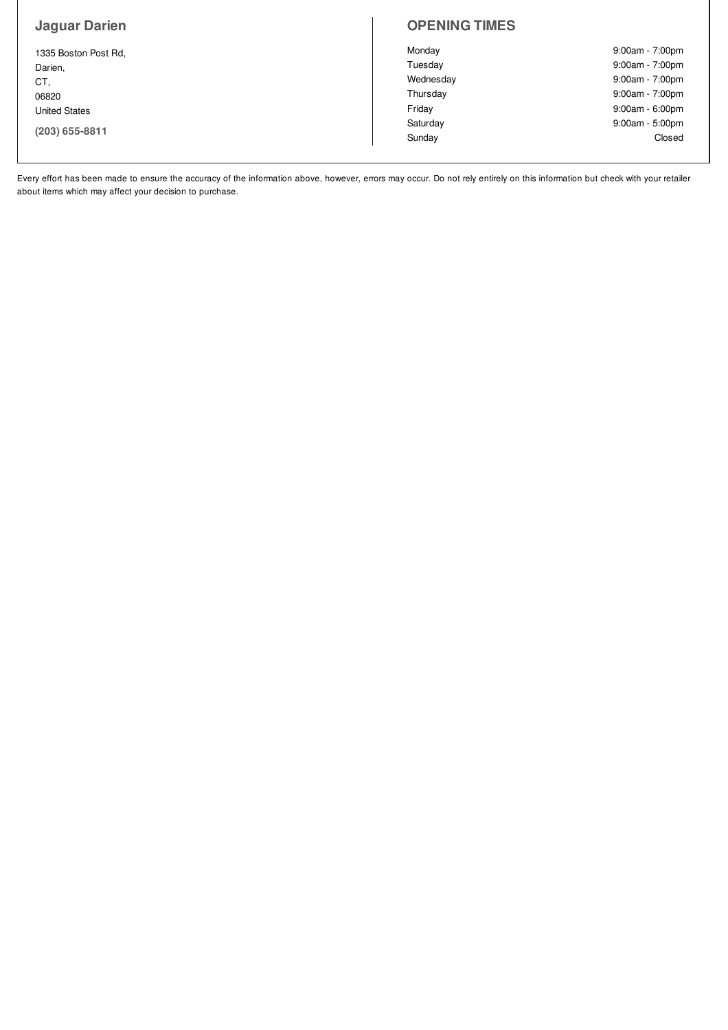## Jaguar Darien

1335 Boston Post Rd,
Darien,
CT,
06820
United States

**(203) 655-8811**

## OPENING TIMES

| | |
|---|---|
| Monday | 9:00am - 7:00pm |
| Tuesday | 9:00am - 7:00pm |
| Wednesday | 9:00am - 7:00pm |
| Thursday | 9:00am - 7:00pm |
| Friday | 9:00am - 6:00pm |
| Saturday | 9:00am - 5:00pm |
| Sunday | Closed |

Every effort has been made to ensure the accuracy of the information above, however, errors may occur. Do not rely entirely on this information but check with your retailer about items which may affect your decision to purchase.